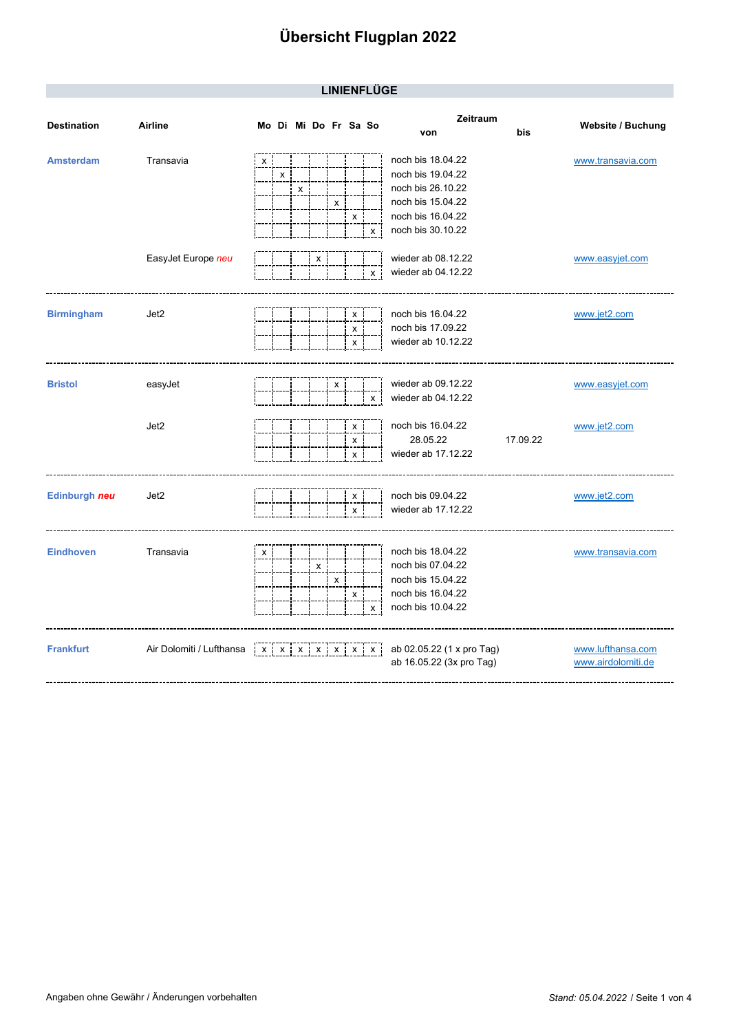# Übersicht Flugplan 2022

## LINIENFLÜGE

| Destination | Airline | Mo | Di | Mi | Do | Fr | Sa | So | Zeitraum von | bis | Website / Buchung |
|---|---|---|---|---|---|---|---|---|---|---|---|
| **Amsterdam** | Transavia | x | | | | | | | noch bis 18.04.22 | | www.transavia.com |
| | | | x | | | | | | noch bis 19.04.22 | | |
| | | | | x | | | | | noch bis 26.10.22 | | |
| | | | | | | x | | | noch bis 15.04.22 | | |
| | | | | | | | x | | noch bis 16.04.22 | | |
| | | | | | | | | x | noch bis 30.10.22 | | |
| | EasyJet Europe *neu* | | | | x | | | | wieder ab 08.12.22 | | www.easyjet.com |
| | | | | | | | | x | wieder ab 04.12.22 | | |
| **Birmingham** | Jet2 | | | | | | x | | noch bis 16.04.22 | | www.jet2.com |
| | | | | | | | x | | noch bis 17.09.22 | | |
| | | | | | | | x | | wieder ab 10.12.22 | | |
| **Bristol** | easyJet | | | | | x | | | wieder ab 09.12.22 | | www.easyjet.com |
| | | | | | | | | x | wieder ab 04.12.22 | | |
| | Jet2 | | | | | | x | | noch bis 16.04.22 | | www.jet2.com |
| | | | | | | | x | | 28.05.22 | 17.09.22 | |
| | | | | | | | x | | wieder ab 17.12.22 | | |
| **Edinburgh *neu*** | Jet2 | | | | | | x | | noch bis 09.04.22 | | www.jet2.com |
| | | | | | | | x | | wieder ab 17.12.22 | | |
| **Eindhoven** | Transavia | x | | | | | | | noch bis 18.04.22 | | www.transavia.com |
| | | | | | x | | | | noch bis 07.04.22 | | |
| | | | | | | x | | | noch bis 15.04.22 | | |
| | | | | | | | x | | noch bis 16.04.22 | | |
| | | | | | | | | x | noch bis 10.04.22 | | |
| **Frankfurt** | Air Dolomiti / Lufthansa | x | x | x | x | x | x | x | ab 02.05.22 (1 x pro Tag) | | www.lufthansa.com |
| | | | | | | | | | ab 16.05.22 (3x pro Tag) | | www.airdolomiti.de |

Angaben ohne Gewähr / Änderungen vorbehalten

*Stand: 05.04.2022*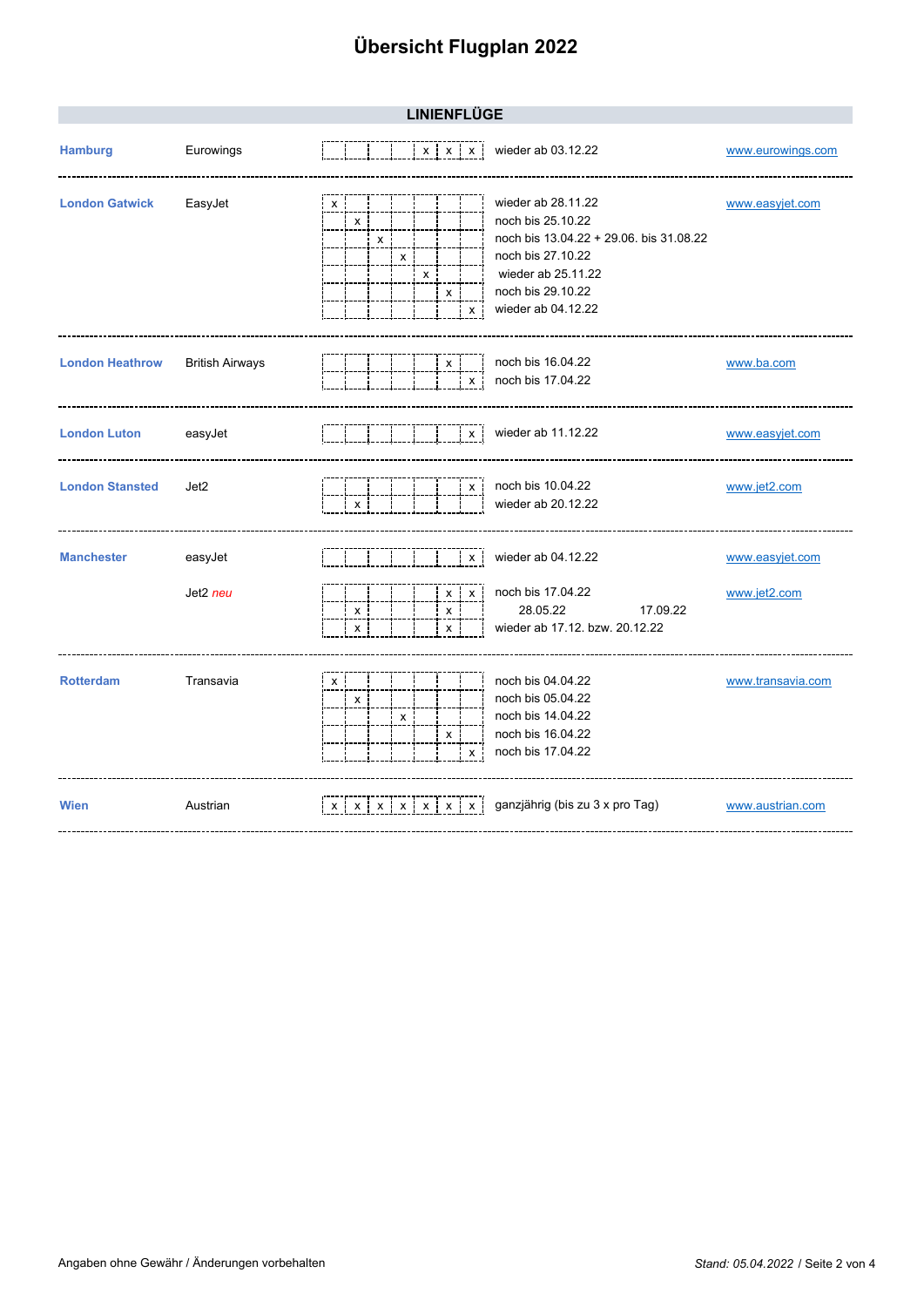# Übersicht Flugplan 2022

## LINIENFLÜGE

| Ziel | Airline | 1 | 2 | 3 | 4 | 5 | 6 | 7 | Hinweis | Website |
|---|---|---|---|---|---|---|---|---|---|---|
| **Hamburg** | Eurowings | | | | | x | x | x | wieder ab 03.12.22 | www.eurowings.com |
| **London Gatwick** | EasyJet | x | | | | | | | wieder ab 28.11.22 | www.easyjet.com |
| | | | x | | | | | | noch bis 25.10.22 | |
| | | | | x | | | | | noch bis 13.04.22 + 29.06. bis 31.08.22 | |
| | | | | | x | | | | noch bis 27.10.22 | |
| | | | | | | x | | | wieder ab 25.11.22 | |
| | | | | | | | x | | noch bis 29.10.22 | |
| | | | | | | | | x | wieder ab 04.12.22 | |
| **London Heathrow** | British Airways | | | | | | x | | noch bis 16.04.22 | www.ba.com |
| | | | | | | | | x | noch bis 17.04.22 | |
| **London Luton** | easyJet | | | | | | | x | wieder ab 11.12.22 | www.easyjet.com |
| **London Stansted** | Jet2 | | | | | | | x | noch bis 10.04.22 | www.jet2.com |
| | | | x | | | | | | wieder ab 20.12.22 | |
| **Manchester** | easyJet | | | | | | | x | wieder ab 04.12.22 | www.easyjet.com |
| | Jet2 *neu* | | | | | | x | x | noch bis 17.04.22 | www.jet2.com |
| | | | x | | | | x | | 28.05.22 17.09.22 | |
| | | | x | | | | x | | wieder ab 17.12. bzw. 20.12.22 | |
| **Rotterdam** | Transavia | x | | | | | | | noch bis 04.04.22 | www.transavia.com |
| | | | x | | | | | | noch bis 05.04.22 | |
| | | | | | x | | | | noch bis 14.04.22 | |
| | | | | | | | x | | noch bis 16.04.22 | |
| | | | | | | | | x | noch bis 17.04.22 | |
| **Wien** | Austrian | x | x | x | x | x | x | x | ganzjährig (bis zu 3 x pro Tag) | www.austrian.com |

Angaben ohne Gewähr / Änderungen vorbehalten

*Stand: 05.04.2022*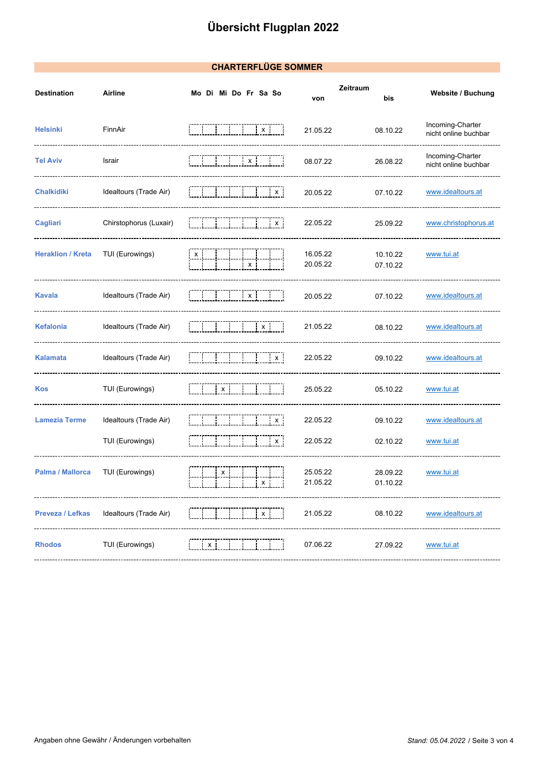# Übersicht Flugplan 2022

## CHARTERFLÜGE SOMMER

| Destination | Airline | Mo | Di | Mi | Do | Fr | Sa | So | Zeitraum von | Zeitraum bis | Website / Buchung |
|---|---|---|---|---|---|---|---|---|---|---|---|
| Helsinki | FinnAir | | | | | | x | | 21.05.22 | 08.10.22 | Incoming-Charter nicht online buchbar |
| Tel Aviv | Israir | | | | | x | | | 08.07.22 | 26.08.22 | Incoming-Charter nicht online buchbar |
| Chalkidiki | Idealtours (Trade Air) | | | | | | | x | 20.05.22 | 07.10.22 | www.idealtours.at |
| Cagliari | Chirstophorus (Luxair) | | | | | | | x | 22.05.22 | 25.09.22 | www.christophorus.at |
| Heraklion / Kreta | TUI (Eurowings) | x | | | | | | | 16.05.22 | 10.10.22 | www.tui.at |
| | | | | | | x | | | 20.05.22 | 07.10.22 | |
| Kavala | Idealtours (Trade Air) | | | | | x | | | 20.05.22 | 07.10.22 | www.idealtours.at |
| Kefalonia | Idealtours (Trade Air) | | | | | | x | | 21.05.22 | 08.10.22 | www.idealtours.at |
| Kalamata | Idealtours (Trade Air) | | | | | | | x | 22.05.22 | 09.10.22 | www.idealtours.at |
| Kos | TUI (Eurowings) | | | x | | | | | 25.05.22 | 05.10.22 | www.tui.at |
| Lamezia Terme | Idealtours (Trade Air) | | | | | | | x | 22.05.22 | 09.10.22 | www.idealtours.at |
| | TUI (Eurowings) | | | | | | | x | 22.05.22 | 02.10.22 | www.tui.at |
| Palma / Mallorca | TUI (Eurowings) | | | x | | | | | 25.05.22 | 28.09.22 | www.tui.at |
| | | | | | | | x | | 21.05.22 | 01.10.22 | |
| Preveza / Lefkas | Idealtours (Trade Air) | | | | | | x | | 21.05.22 | 08.10.22 | www.idealtours.at |
| Rhodos | TUI (Eurowings) | | x | | | | | | 07.06.22 | 27.09.22 | www.tui.at |

Angaben ohne Gewähr / Änderungen vorbehalten

*Stand: 05.04.2022*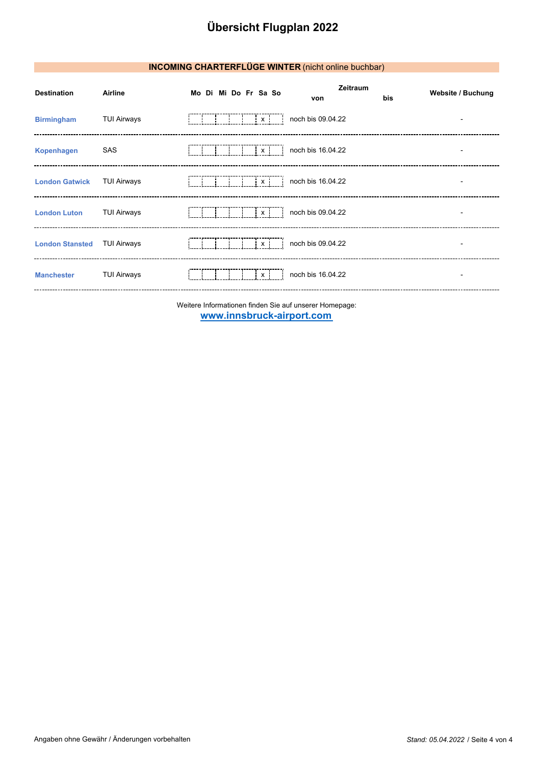# Übersicht Flugplan 2022

## INCOMING CHARTERFLÜGE WINTER (nicht online buchbar)

| Destination | Airline | Mo | Di | Mi | Do | Fr | Sa | So | Zeitraum von | Zeitraum bis | Website / Buchung |
|---|---|---|---|---|---|---|---|---|---|---|---|
| Birmingham | TUI Airways | | | | | | x | | noch bis 09.04.22 | | - |
| Kopenhagen | SAS | | | | | | x | | noch bis 16.04.22 | | - |
| London Gatwick | TUI Airways | | | | | | x | | noch bis 16.04.22 | | - |
| London Luton | TUI Airways | | | | | | x | | noch bis 09.04.22 | | - |
| London Stansted | TUI Airways | | | | | | x | | noch bis 09.04.22 | | - |
| Manchester | TUI Airways | | | | | | x | | noch bis 16.04.22 | | - |

Weitere Informationen finden Sie auf unserer Homepage:
**www.innsbruck-airport.com**

Angaben ohne Gewähr / Änderungen vorbehalten

*Stand: 05.04.2022*